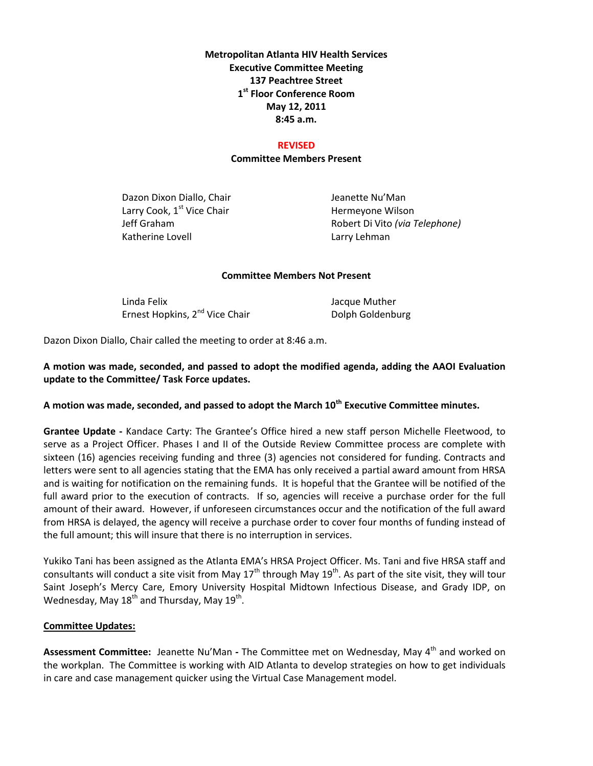**Metropolitan Atlanta HIV Health Services**
**Executive Committee Meeting**
**137 Peachtree Street**
**1st Floor Conference Room**
**May 12, 2011**
**8:45 a.m.**

**REVISED**

**Committee Members Present**

Dazon Dixon Diallo, Chair
Larry Cook, 1st Vice Chair
Jeff Graham
Katherine Lovell
Jeanette Nu'Man
Hermeyone Wilson
Robert Di Vito *(via Telephone)*
Larry Lehman

**Committee Members Not Present**

Linda Felix
Ernest Hopkins, 2nd Vice Chair
Jacque Muther
Dolph Goldenburg

Dazon Dixon Diallo, Chair called the meeting to order at 8:46 a.m.

**A motion was made, seconded, and passed to adopt the modified agenda, adding the AAOI Evaluation update to the Committee/ Task Force updates.**

**A motion was made, seconded, and passed to adopt the March 10th Executive Committee minutes.**

**Grantee Update -** Kandace Carty: The Grantee's Office hired a new staff person Michelle Fleetwood, to serve as a Project Officer. Phases I and II of the Outside Review Committee process are complete with sixteen (16) agencies receiving funding and three (3) agencies not considered for funding. Contracts and letters were sent to all agencies stating that the EMA has only received a partial award amount from HRSA and is waiting for notification on the remaining funds. It is hopeful that the Grantee will be notified of the full award prior to the execution of contracts. If so, agencies will receive a purchase order for the full amount of their award. However, if unforeseen circumstances occur and the notification of the full award from HRSA is delayed, the agency will receive a purchase order to cover four months of funding instead of the full amount; this will insure that there is no interruption in services.

Yukiko Tani has been assigned as the Atlanta EMA's HRSA Project Officer. Ms. Tani and five HRSA staff and consultants will conduct a site visit from May 17th through May 19th. As part of the site visit, they will tour Saint Joseph's Mercy Care, Emory University Hospital Midtown Infectious Disease, and Grady IDP, on Wednesday, May 18th and Thursday, May 19th.

**Committee Updates:**

**Assessment Committee:** Jeanette Nu'Man - The Committee met on Wednesday, May 4th and worked on the workplan. The Committee is working with AID Atlanta to develop strategies on how to get individuals in care and case management quicker using the Virtual Case Management model.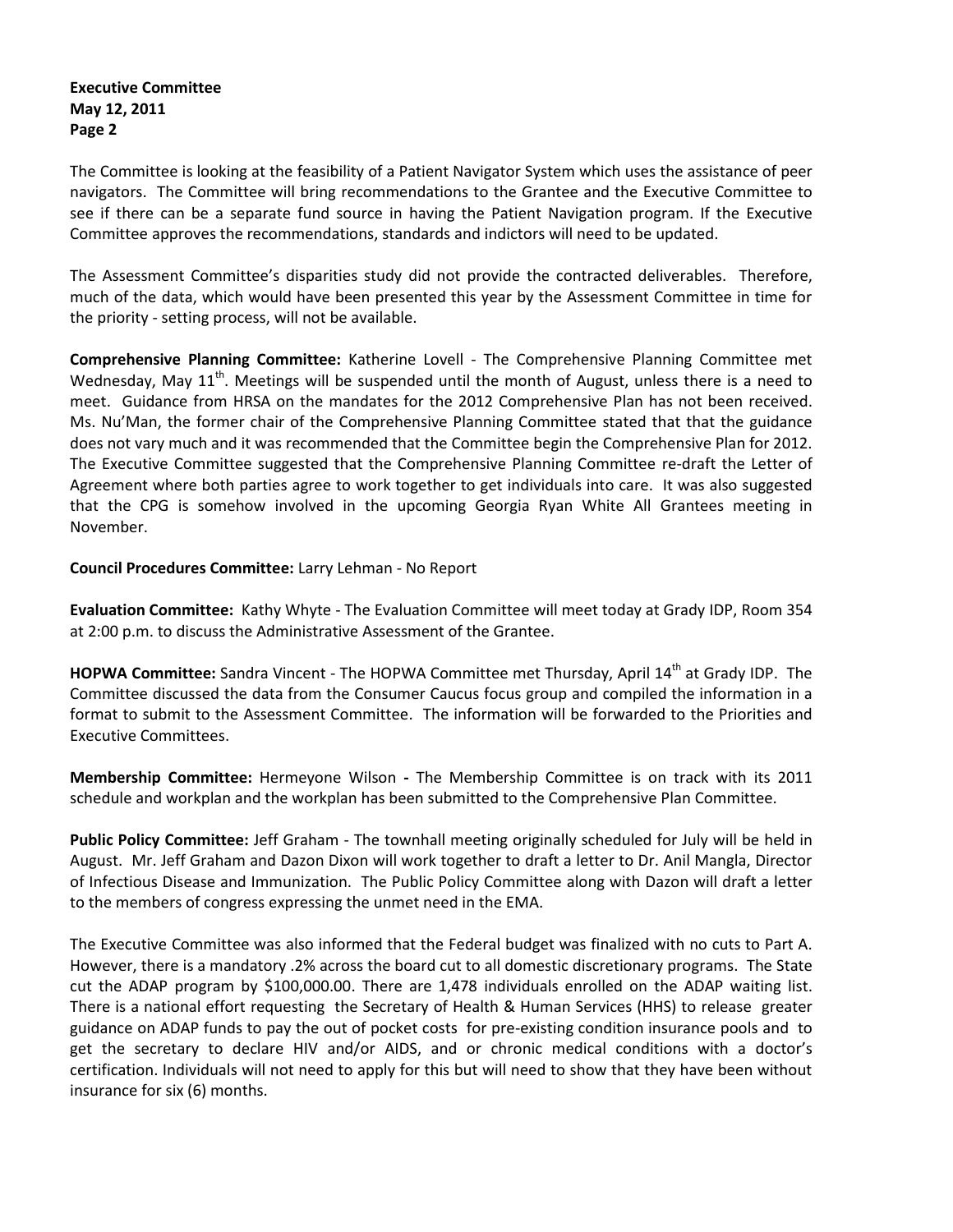The Committee is looking at the feasibility of a Patient Navigator System which uses the assistance of peer navigators. The Committee will bring recommendations to the Grantee and the Executive Committee to see if there can be a separate fund source in having the Patient Navigation program. If the Executive Committee approves the recommendations, standards and indictors will need to be updated.

The Assessment Committee's disparities study did not provide the contracted deliverables. Therefore, much of the data, which would have been presented this year by the Assessment Committee in time for the priority - setting process, will not be available.

**Comprehensive Planning Committee:** Katherine Lovell - The Comprehensive Planning Committee met Wednesday, May 11th. Meetings will be suspended until the month of August, unless there is a need to meet. Guidance from HRSA on the mandates for the 2012 Comprehensive Plan has not been received. Ms. Nu'Man, the former chair of the Comprehensive Planning Committee stated that that the guidance does not vary much and it was recommended that the Committee begin the Comprehensive Plan for 2012. The Executive Committee suggested that the Comprehensive Planning Committee re-draft the Letter of Agreement where both parties agree to work together to get individuals into care. It was also suggested that the CPG is somehow involved in the upcoming Georgia Ryan White All Grantees meeting in November.

**Council Procedures Committee:** Larry Lehman - No Report

**Evaluation Committee:** Kathy Whyte - The Evaluation Committee will meet today at Grady IDP, Room 354 at 2:00 p.m. to discuss the Administrative Assessment of the Grantee.

**HOPWA Committee:** Sandra Vincent - The HOPWA Committee met Thursday, April 14th at Grady IDP. The Committee discussed the data from the Consumer Caucus focus group and compiled the information in a format to submit to the Assessment Committee. The information will be forwarded to the Priorities and Executive Committees.

**Membership Committee:** Hermeyone Wilson **-** The Membership Committee is on track with its 2011 schedule and workplan and the workplan has been submitted to the Comprehensive Plan Committee.

**Public Policy Committee:** Jeff Graham - The townhall meeting originally scheduled for July will be held in August. Mr. Jeff Graham and Dazon Dixon will work together to draft a letter to Dr. Anil Mangla, Director of Infectious Disease and Immunization. The Public Policy Committee along with Dazon will draft a letter to the members of congress expressing the unmet need in the EMA.

The Executive Committee was also informed that the Federal budget was finalized with no cuts to Part A. However, there is a mandatory .2% across the board cut to all domestic discretionary programs. The State cut the ADAP program by $100,000.00. There are 1,478 individuals enrolled on the ADAP waiting list. There is a national effort requesting the Secretary of Health & Human Services (HHS) to release greater guidance on ADAP funds to pay the out of pocket costs for pre-existing condition insurance pools and to get the secretary to declare HIV and/or AIDS, and or chronic medical conditions with a doctor's certification. Individuals will not need to apply for this but will need to show that they have been without insurance for six (6) months.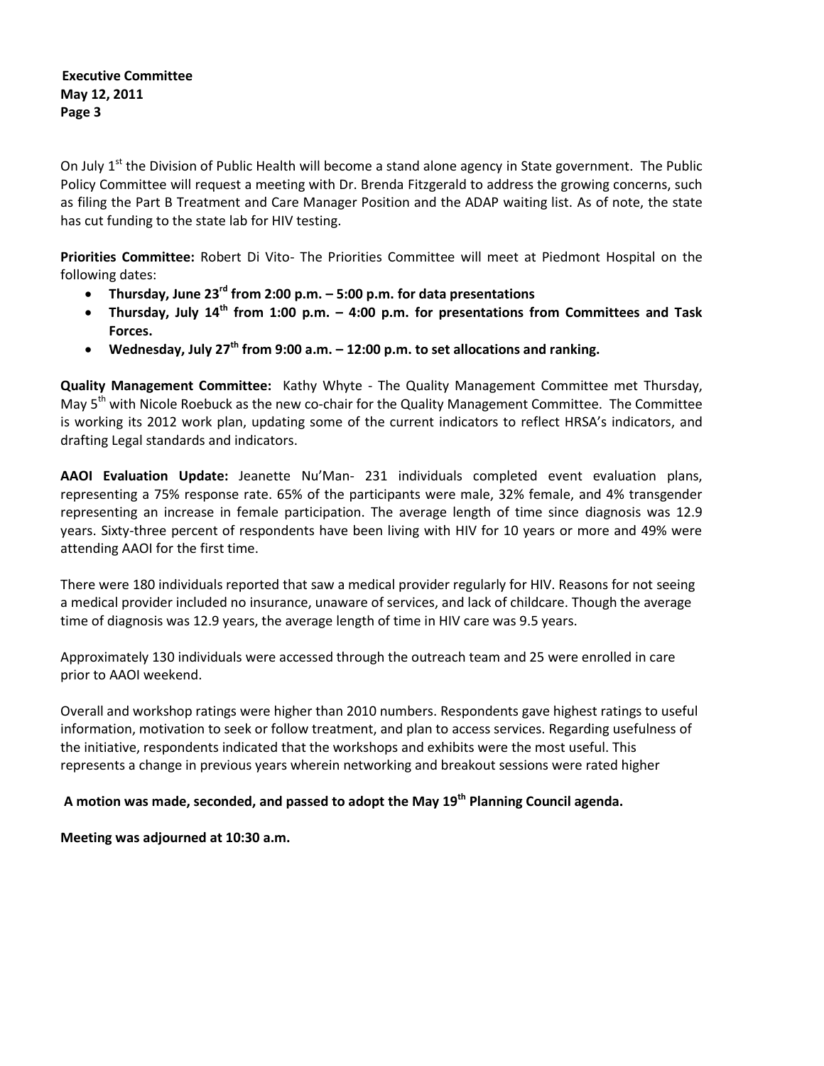On July 1st the Division of Public Health will become a stand alone agency in State government. The Public Policy Committee will request a meeting with Dr. Brenda Fitzgerald to address the growing concerns, such as filing the Part B Treatment and Care Manager Position and the ADAP waiting list. As of note, the state has cut funding to the state lab for HIV testing.

**Priorities Committee:** Robert Di Vito- The Priorities Committee will meet at Piedmont Hospital on the following dates:

- **Thursday, June 23rd from 2:00 p.m. – 5:00 p.m. for data presentations**
- **Thursday, July 14th from 1:00 p.m. – 4:00 p.m. for presentations from Committees and Task Forces.**
- **Wednesday, July 27th from 9:00 a.m. – 12:00 p.m. to set allocations and ranking.**

**Quality Management Committee:** Kathy Whyte - The Quality Management Committee met Thursday, May 5th with Nicole Roebuck as the new co-chair for the Quality Management Committee. The Committee is working its 2012 work plan, updating some of the current indicators to reflect HRSA's indicators, and drafting Legal standards and indicators.

**AAOI Evaluation Update:** Jeanette Nu'Man- 231 individuals completed event evaluation plans, representing a 75% response rate. 65% of the participants were male, 32% female, and 4% transgender representing an increase in female participation. The average length of time since diagnosis was 12.9 years. Sixty-three percent of respondents have been living with HIV for 10 years or more and 49% were attending AAOI for the first time.

There were 180 individuals reported that saw a medical provider regularly for HIV. Reasons for not seeing a medical provider included no insurance, unaware of services, and lack of childcare. Though the average time of diagnosis was 12.9 years, the average length of time in HIV care was 9.5 years.

Approximately 130 individuals were accessed through the outreach team and 25 were enrolled in care prior to AAOI weekend.

Overall and workshop ratings were higher than 2010 numbers. Respondents gave highest ratings to useful information, motivation to seek or follow treatment, and plan to access services. Regarding usefulness of the initiative, respondents indicated that the workshops and exhibits were the most useful. This represents a change in previous years wherein networking and breakout sessions were rated higher

**A motion was made, seconded, and passed to adopt the May 19th Planning Council agenda.**

**Meeting was adjourned at 10:30 a.m.**